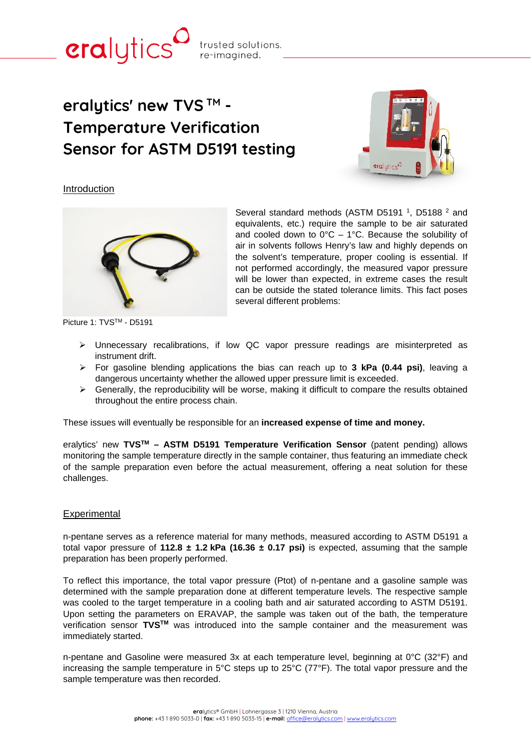# eralytics' new TVS™ - Temperature Verification Sensor for ASTM D5191 testing

## Introduction

Several standard methods (ASTM D5191 [1], D5188 [2] and equivalents, etc.) require the sample to be air saturated and cooled down to 0°C – 1°C. Because the solubility of air in solvents follows Henry's law and highly depends on the solvent's temperature, proper cooling is essential. If not performed accordingly, the measured vapor pressure will be lower than expected, in extreme cases the result can be outside the stated tolerance limits. This fact poses several different problems:

Picture 1: TVS™ - D5191

- Unnecessary recalibrations, if low QC vapor pressure readings are misinterpreted as instrument drift.
- For gasoline blending applications the bias can reach up to **3 kPa (0.44 psi)**, leaving a dangerous uncertainty whether the allowed upper pressure limit is exceeded.
- Generally, the reproducibility will be worse, making it difficult to compare the results obtained throughout the entire process chain.

These issues will eventually be responsible for an **increased expense of time and money.**

eralytics' new **TVS™ – ASTM D5191 Temperature Verification Sensor** (patent pending) allows monitoring the sample temperature directly in the sample container, thus featuring an immediate check of the sample preparation even before the actual measurement, offering a neat solution for these challenges.

## Experimental

n-pentane serves as a reference material for many methods, measured according to ASTM D5191 a total vapor pressure of **112.8 ± 1.2 kPa (16.36 ± 0.17 psi)** is expected, assuming that the sample preparation has been properly performed.

To reflect this importance, the total vapor pressure (Ptot) of n-pentane and a gasoline sample was determined with the sample preparation done at different temperature levels. The respective sample was cooled to the target temperature in a cooling bath and air saturated according to ASTM D5191. Upon setting the parameters on ERAVAP, the sample was taken out of the bath, the temperature verification sensor **TVS™** was introduced into the sample container and the measurement was immediately started.

n-pentane and Gasoline were measured 3x at each temperature level, beginning at 0°C (32°F) and increasing the sample temperature in 5°C steps up to 25°C (77°F). The total vapor pressure and the sample temperature was then recorded.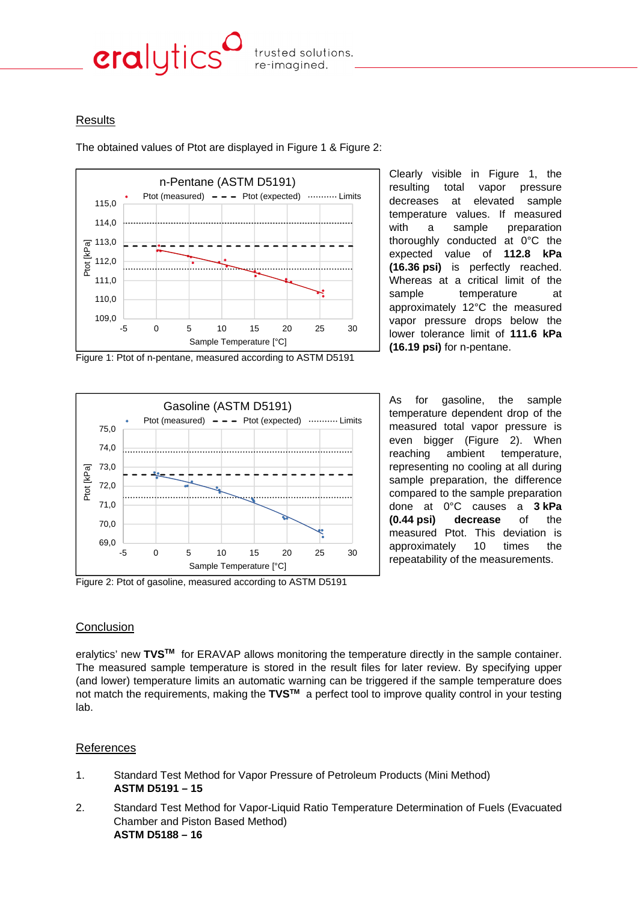## Results

The obtained values of Ptot are displayed in Figure 1 & Figure 2:

n-Pentane (ASTM D5191)

Ptot (measured) Ptot (expected) Limits

115,0
114,0
113,0
112,0
111,0
110,0
109,0

Ptot [kPa]

-5 0 5 10 15 20 25 30

Sample Temperature [°C]

Figure 1: Ptot of n-pentane, measured according to ASTM D5191

Clearly visible in Figure 1, the resulting total vapor pressure decreases at elevated sample temperature values. If measured with a sample preparation thoroughly conducted at 0°C the expected value of **112.8 kPa (16.36 psi)** is perfectly reached. Whereas at a critical limit of the sample temperature at approximately 12°C the measured vapor pressure drops below the lower tolerance limit of **111.6 kPa (16.19 psi)** for n-pentane.

Gasoline (ASTM D5191)

Ptot (measured) Ptot (expected) Limits

75,0
74,0
73,0
72,0
71,0
70,0
69,0

Ptot [kPa]

-5 0 5 10 15 20 25 30

Sample Temperature [°C]

Figure 2: Ptot of gasoline, measured according to ASTM D5191

As for gasoline, the sample temperature dependent drop of the measured total vapor pressure is even bigger (Figure 2). When reaching ambient temperature, representing no cooling at all during sample preparation, the difference compared to the sample preparation done at 0°C causes a **3 kPa (0.44 psi) decrease** of the measured Ptot. This deviation is approximately 10 times the repeatability of the measurements.

## Conclusion

eralytics' new **TVS™** for ERAVAP allows monitoring the temperature directly in the sample container. The measured sample temperature is stored in the result files for later review. By specifying upper (and lower) temperature limits an automatic warning can be triggered if the sample temperature does not match the requirements, making the **TVS™** a perfect tool to improve quality control in your testing lab.

## References

1. Standard Test Method for Vapor Pressure of Petroleum Products (Mini Method)
   **ASTM D5191 – 15**
2. Standard Test Method for Vapor-Liquid Ratio Temperature Determination of Fuels (Evacuated Chamber and Piston Based Method)
   **ASTM D5188 – 16**